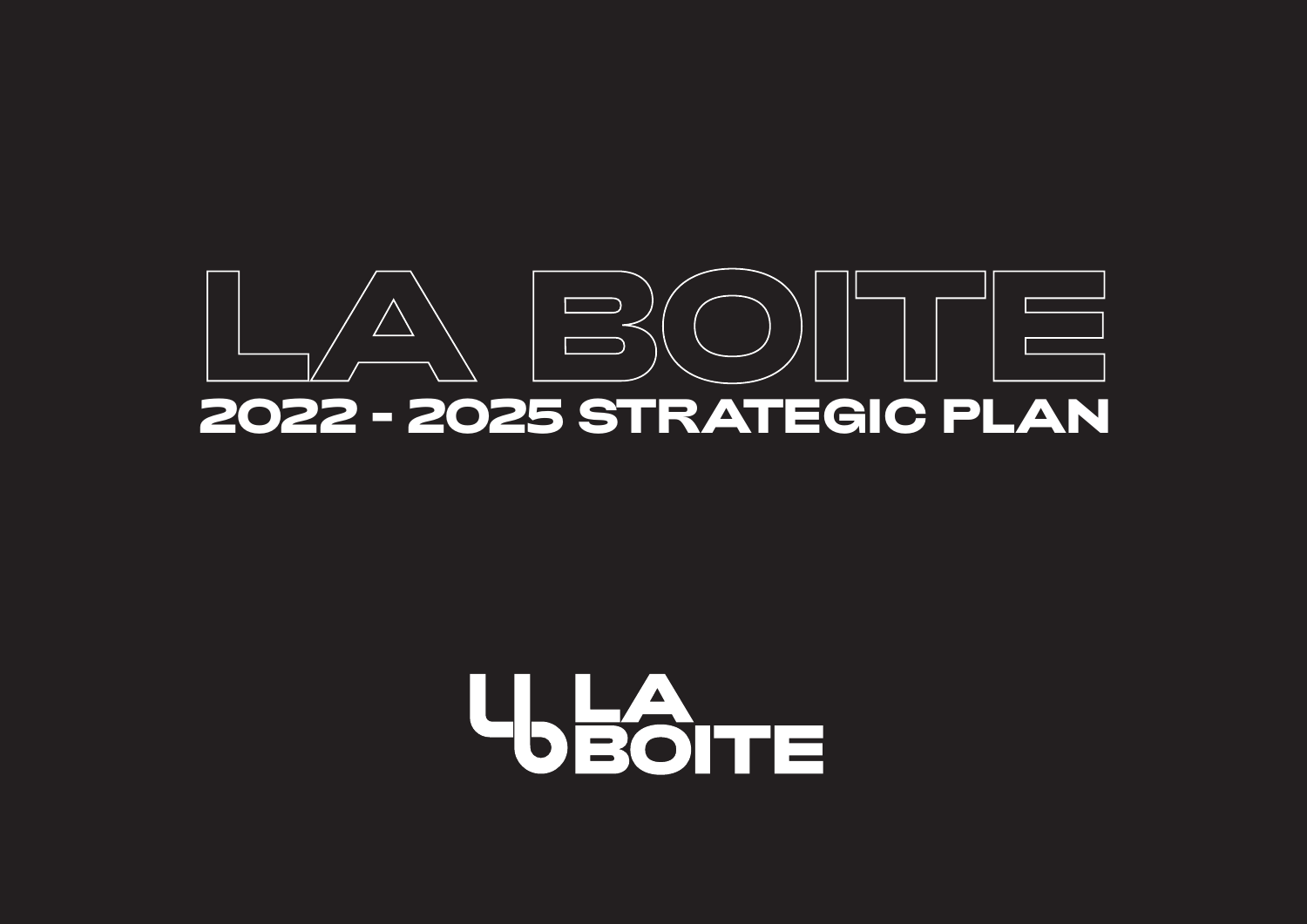# LA BOITE

## 2022 - 2025 STRATEGIC PLAN

LA BOITE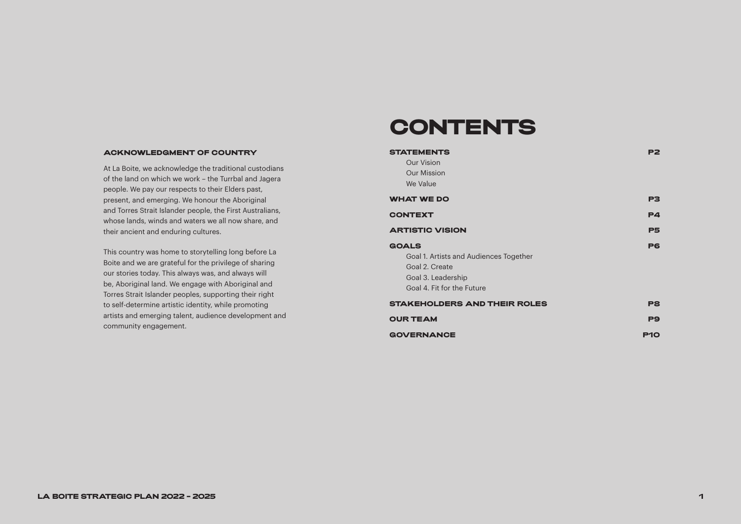## ACKNOWLEDGMENT OF COUNTRY

At La Boite, we acknowledge the traditional custodians of the land on which we work – the Turrbal and Jagera people. We pay our respects to their Elders past, present, and emerging. We honour the Aboriginal and Torres Strait Islander people, the First Australians, whose lands, winds and waters we all now share, and their ancient and enduring cultures.

This country was home to storytelling long before La Boite and we are grateful for the privilege of sharing our stories today. This always was, and always will be, Aboriginal land. We engage with Aboriginal and Torres Strait Islander peoples, supporting their right to self-determine artistic identity, while promoting artists and emerging talent, audience development and community engagement.

# CONTENTS

**STATEMENTS** — P2
- Our Vision
- Our Mission
- We Value

**WHAT WE DO** — P3

**CONTEXT** — P4

**ARTISTIC VISION** — P5

**GOALS** — P6
- Goal 1. Artists and Audiences Together
- Goal 2. Create
- Goal 3. Leadership
- Goal 4. Fit for the Future

**STAKEHOLDERS AND THEIR ROLES** — P8

**OUR TEAM** — P9

**GOVERNANCE** — P10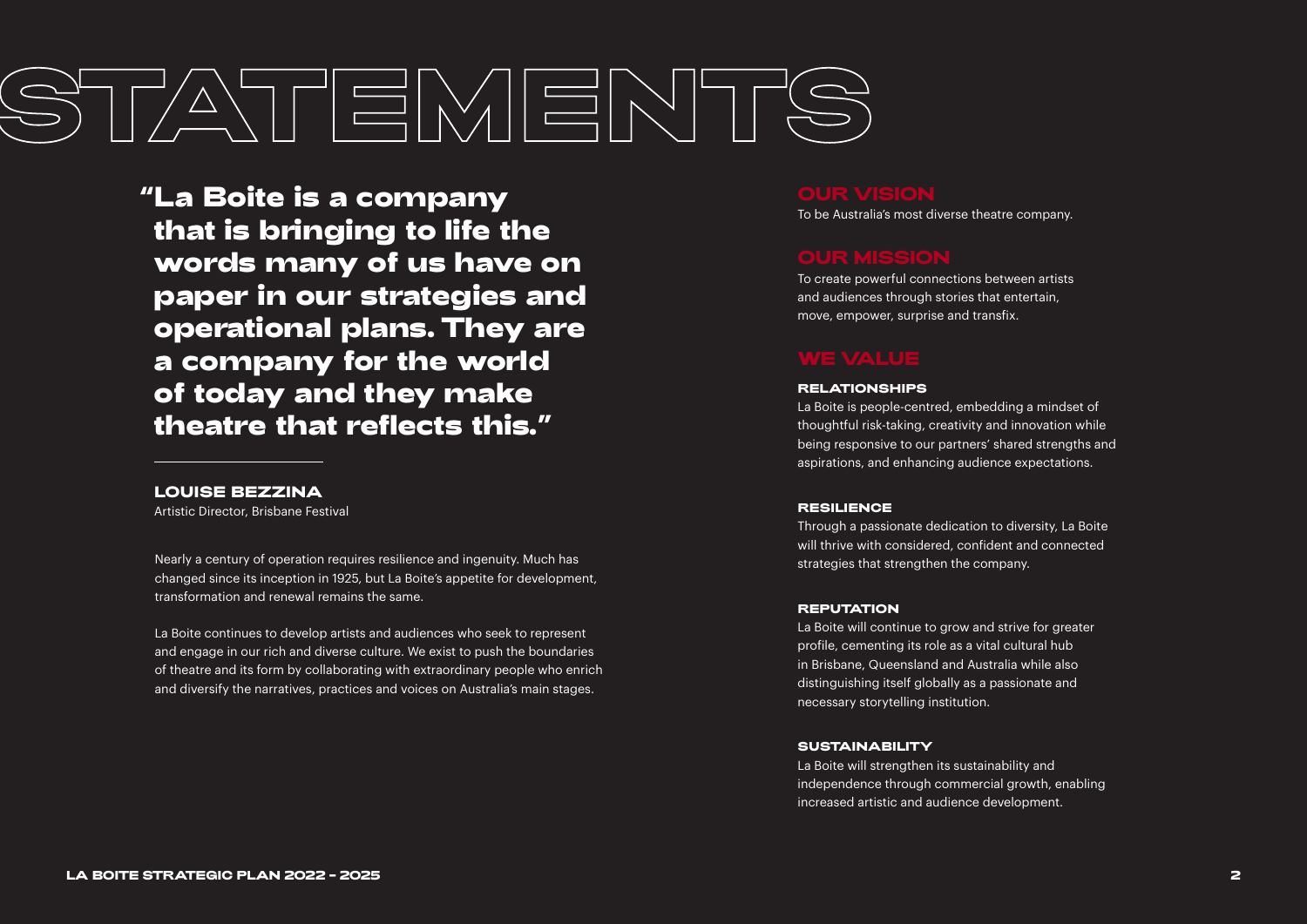# STATEMENTS

**"La Boite is a company that is bringing to life the words many of us have on paper in our strategies and operational plans. They are a company for the world of today and they make theatre that reflects this."**

**LOUISE BEZZINA**
Artistic Director, Brisbane Festival

Nearly a century of operation requires resilience and ingenuity. Much has changed since its inception in 1925, but La Boite's appetite for development, transformation and renewal remains the same.

La Boite continues to develop artists and audiences who seek to represent and engage in our rich and diverse culture. We exist to push the boundaries of theatre and its form by collaborating with extraordinary people who enrich and diversify the narratives, practices and voices on Australia's main stages.

## OUR VISION

To be Australia's most diverse theatre company.

## OUR MISSION

To create powerful connections between artists and audiences through stories that entertain, move, empower, surprise and transfix.

## WE VALUE

### RELATIONSHIPS

La Boite is people-centred, embedding a mindset of thoughtful risk-taking, creativity and innovation while being responsive to our partners' shared strengths and aspirations, and enhancing audience expectations.

### RESILIENCE

Through a passionate dedication to diversity, La Boite will thrive with considered, confident and connected strategies that strengthen the company.

### REPUTATION

La Boite will continue to grow and strive for greater profile, cementing its role as a vital cultural hub in Brisbane, Queensland and Australia while also distinguishing itself globally as a passionate and necessary storytelling institution.

### SUSTAINABILITY

La Boite will strengthen its sustainability and independence through commercial growth, enabling increased artistic and audience development.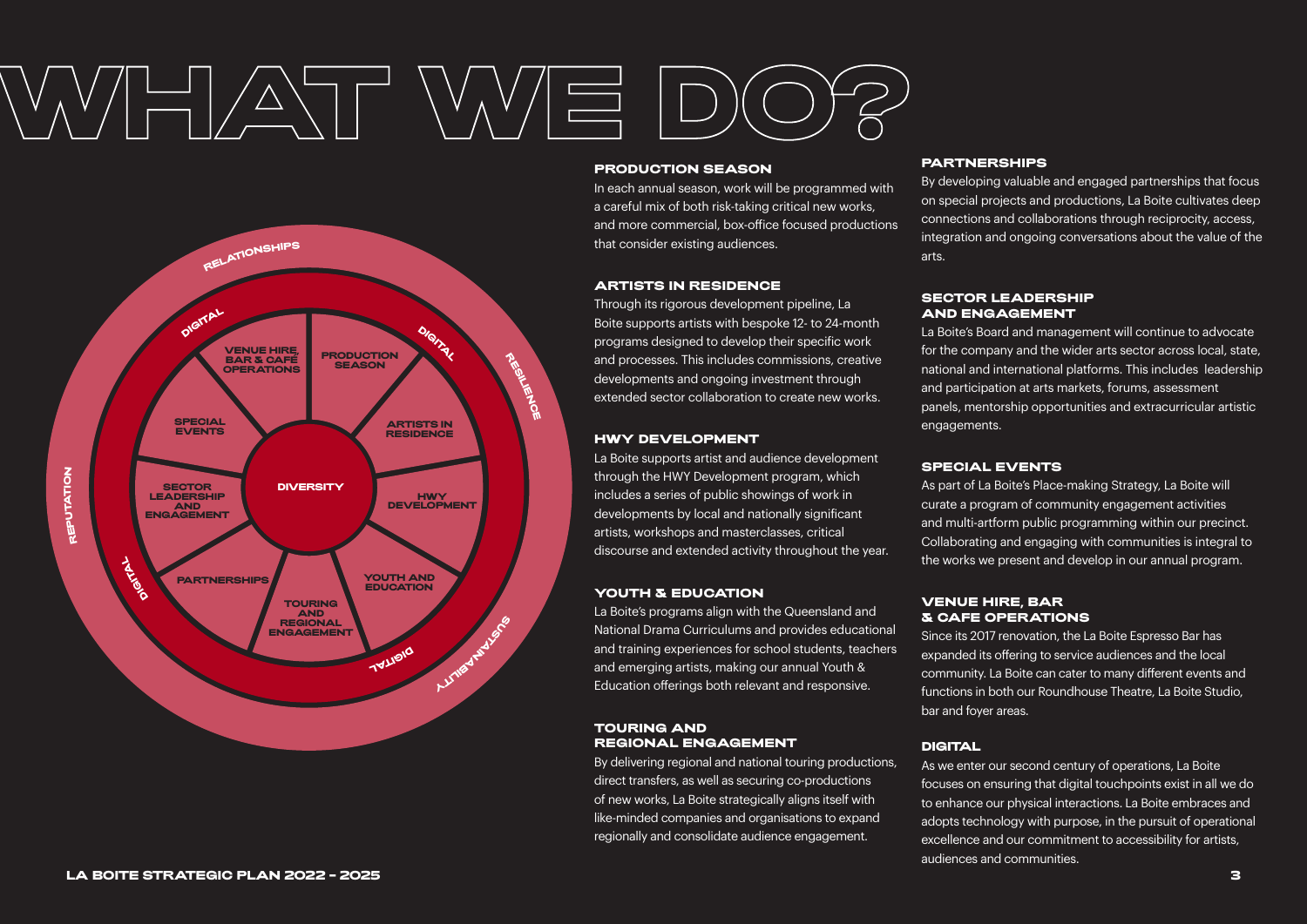# WHAT WE DO?

RELATIONSHIPS

RESILIENCE

SUSTAINABILITY

REPUTATION

DIGITAL

DIGITAL

DIGITAL

DIGITAL

VENUE HIRE, BAR & CAFÉ OPERATIONS

PRODUCTION SEASON

ARTISTS IN RESIDENCE

HWY DEVELOPMENT

YOUTH AND EDUCATION

TOURING AND REGIONAL ENGAGEMENT

PARTNERSHIPS

SECTOR LEADERSHIP AND ENGAGEMENT

SPECIAL EVENTS

DIVERSITY

### PRODUCTION SEASON

In each annual season, work will be programmed with a careful mix of both risk-taking critical new works, and more commercial, box-office focused productions that consider existing audiences.

### ARTISTS IN RESIDENCE

Through its rigorous development pipeline, La Boite supports artists with bespoke 12- to 24-month programs designed to develop their specific work and processes. This includes commissions, creative developments and ongoing investment through extended sector collaboration to create new works.

### HWY DEVELOPMENT

La Boite supports artist and audience development through the HWY Development program, which includes a series of public showings of work in developments by local and nationally significant artists, workshops and masterclasses, critical discourse and extended activity throughout the year.

### YOUTH & EDUCATION

La Boite's programs align with the Queensland and National Drama Curriculums and provides educational and training experiences for school students, teachers and emerging artists, making our annual Youth & Education offerings both relevant and responsive.

### TOURING AND REGIONAL ENGAGEMENT

By delivering regional and national touring productions, direct transfers, as well as securing co-productions of new works, La Boite strategically aligns itself with like-minded companies and organisations to expand regionally and consolidate audience engagement.

### PARTNERSHIPS

By developing valuable and engaged partnerships that focus on special projects and productions, La Boite cultivates deep connections and collaborations through reciprocity, access, integration and ongoing conversations about the value of the arts.

### SECTOR LEADERSHIP AND ENGAGEMENT

La Boite's Board and management will continue to advocate for the company and the wider arts sector across local, state, national and international platforms. This includes leadership and participation at arts markets, forums, assessment panels, mentorship opportunities and extracurricular artistic engagements.

### SPECIAL EVENTS

As part of La Boite's Place-making Strategy, La Boite will curate a program of community engagement activities and multi-artform public programming within our precinct. Collaborating and engaging with communities is integral to the works we present and develop in our annual program.

### VENUE HIRE, BAR & CAFE OPERATIONS

Since its 2017 renovation, the La Boite Espresso Bar has expanded its offering to service audiences and the local community. La Boite can cater to many different events and functions in both our Roundhouse Theatre, La Boite Studio, bar and foyer areas.

### DIGITAL

As we enter our second century of operations, La Boite focuses on ensuring that digital touchpoints exist in all we do to enhance our physical interactions. La Boite embraces and adopts technology with purpose, in the pursuit of operational excellence and our commitment to accessibility for artists, audiences and communities.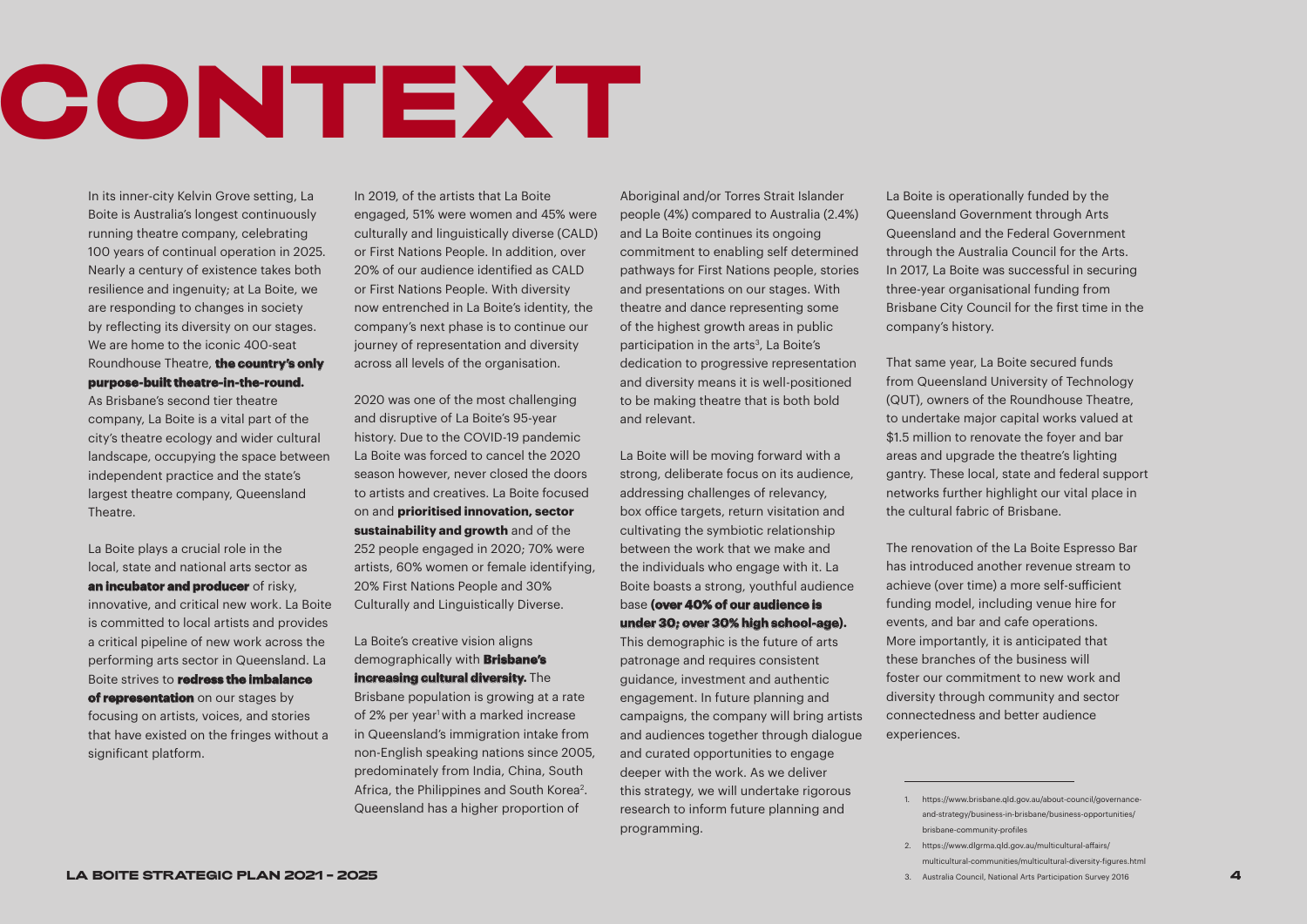# CONTEXT

In its inner-city Kelvin Grove setting, La Boite is Australia's longest continuously running theatre company, celebrating 100 years of continual operation in 2025. Nearly a century of existence takes both resilience and ingenuity; at La Boite, we are responding to changes in society by reflecting its diversity on our stages. We are home to the iconic 400-seat Roundhouse Theatre, **the country's only purpose-built theatre-in-the-round.** As Brisbane's second tier theatre company, La Boite is a vital part of the city's theatre ecology and wider cultural landscape, occupying the space between independent practice and the state's largest theatre company, Queensland Theatre.

La Boite plays a crucial role in the local, state and national arts sector as **an incubator and producer** of risky, innovative, and critical new work. La Boite is committed to local artists and provides a critical pipeline of new work across the performing arts sector in Queensland. La Boite strives to **redress the imbalance of representation** on our stages by focusing on artists, voices, and stories that have existed on the fringes without a significant platform.

In 2019, of the artists that La Boite engaged, 51% were women and 45% were culturally and linguistically diverse (CALD) or First Nations People. In addition, over 20% of our audience identified as CALD or First Nations People. With diversity now entrenched in La Boite's identity, the company's next phase is to continue our journey of representation and diversity across all levels of the organisation.

2020 was one of the most challenging and disruptive of La Boite's 95-year history. Due to the COVID-19 pandemic La Boite was forced to cancel the 2020 season however, never closed the doors to artists and creatives. La Boite focused on and **prioritised innovation, sector sustainability and growth** and of the 252 people engaged in 2020; 70% were artists, 60% women or female identifying, 20% First Nations People and 30% Culturally and Linguistically Diverse.

La Boite's creative vision aligns demographically with **Brisbane's increasing cultural diversity.** The Brisbane population is growing at a rate of 2% per year[1] with a marked increase in Queensland's immigration intake from non-English speaking nations since 2005, predominately from India, China, South Africa, the Philippines and South Korea[2]. Queensland has a higher proportion of Aboriginal and/or Torres Strait Islander people (4%) compared to Australia (2.4%) and La Boite continues its ongoing commitment to enabling self determined pathways for First Nations people, stories and presentations on our stages. With theatre and dance representing some of the highest growth areas in public participation in the arts[3], La Boite's dedication to progressive representation and diversity means it is well-positioned to be making theatre that is both bold and relevant.

La Boite will be moving forward with a strong, deliberate focus on its audience, addressing challenges of relevancy, box office targets, return visitation and cultivating the symbiotic relationship between the work that we make and the individuals who engage with it. La Boite boasts a strong, youthful audience base **(over 40% of our audience is under 30; over 30% high school-age).** This demographic is the future of arts patronage and requires consistent guidance, investment and authentic engagement. In future planning and campaigns, the company will bring artists and audiences together through dialogue and curated opportunities to engage deeper with the work. As we deliver this strategy, we will undertake rigorous research to inform future planning and programming.

La Boite is operationally funded by the Queensland Government through Arts Queensland and the Federal Government through the Australia Council for the Arts. In 2017, La Boite was successful in securing three-year organisational funding from Brisbane City Council for the first time in the company's history.

That same year, La Boite secured funds from Queensland University of Technology (QUT), owners of the Roundhouse Theatre, to undertake major capital works valued at $1.5 million to renovate the foyer and bar areas and upgrade the theatre's lighting gantry. These local, state and federal support networks further highlight our vital place in the cultural fabric of Brisbane.

The renovation of the La Boite Espresso Bar has introduced another revenue stream to achieve (over time) a more self-sufficient funding model, including venue hire for events, and bar and cafe operations. More importantly, it is anticipated that these branches of the business will foster our commitment to new work and diversity through community and sector connectedness and better audience experiences.

---

1. https://www.brisbane.qld.gov.au/about-council/governance-and-strategy/business-in-brisbane/business-opportunities/brisbane-community-profiles
2. https://www.dlgrma.qld.gov.au/multicultural-affairs/multicultural-communities/multicultural-diversity-figures.html
3. Australia Council, National Arts Participation Survey 2016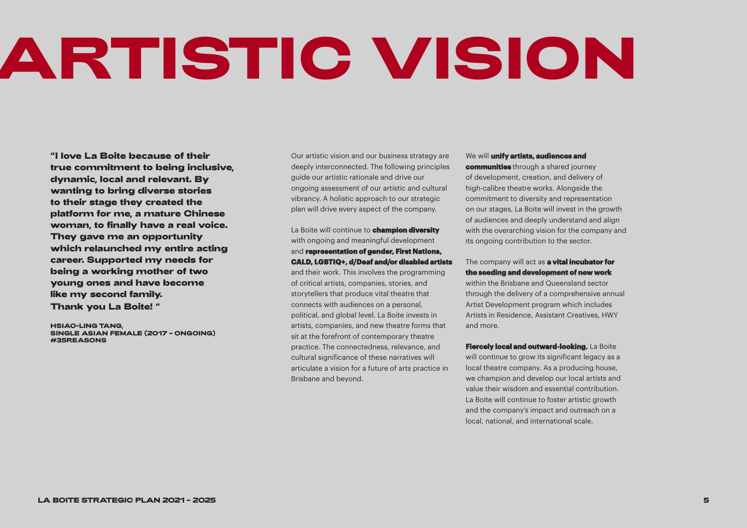# ARTISTIC VISION

**"I love La Boite because of their true commitment to being inclusive, dynamic, local and relevant. By wanting to bring diverse stories to their stage they created the platform for me, a mature Chinese woman, to finally have a real voice. They gave me an opportunity which relaunched my entire acting career. Supported my needs for being a working mother of two young ones and have become like my second family. Thank you La Boite! "**

**HSIAO-LING TANG, SINGLE ASIAN FEMALE (2017 – ONGOING) #35REASONS**

Our artistic vision and our business strategy are deeply interconnected. The following principles guide our artistic rationale and drive our ongoing assessment of our artistic and cultural vibrancy. A holistic approach to our strategic plan will drive every aspect of the company.

La Boite will continue to **champion diversity** with ongoing and meaningful development and **representation of gender, First Nations, CALD, LGBTIQ+, d/Deaf and/or disabled artists** and their work. This involves the programming of critical artists, companies, stories, and storytellers that produce vital theatre that connects with audiences on a personal, political, and global level. La Boite invests in artists, companies, and new theatre forms that sit at the forefront of contemporary theatre practice. The connectedness, relevance, and cultural significance of these narratives will articulate a vision for a future of arts practice in Brisbane and beyond.

We will **unify artists, audiences and communities** through a shared journey of development, creation, and delivery of high-calibre theatre works. Alongside the commitment to diversity and representation on our stages, La Boite will invest in the growth of audiences and deeply understand and align with the overarching vision for the company and its ongoing contribution to the sector.

The company will act as **a vital incubator for the seeding and development of new work** within the Brisbane and Queensland sector through the delivery of a comprehensive annual Artist Development program which includes Artists in Residence, Assistant Creatives, HWY and more.

**Fiercely local and outward-looking,** La Boite will continue to grow its significant legacy as a local theatre company. As a producing house, we champion and develop our local artists and value their wisdom and essential contribution. La Boite will continue to foster artistic growth and the company's impact and outreach on a local, national, and international scale.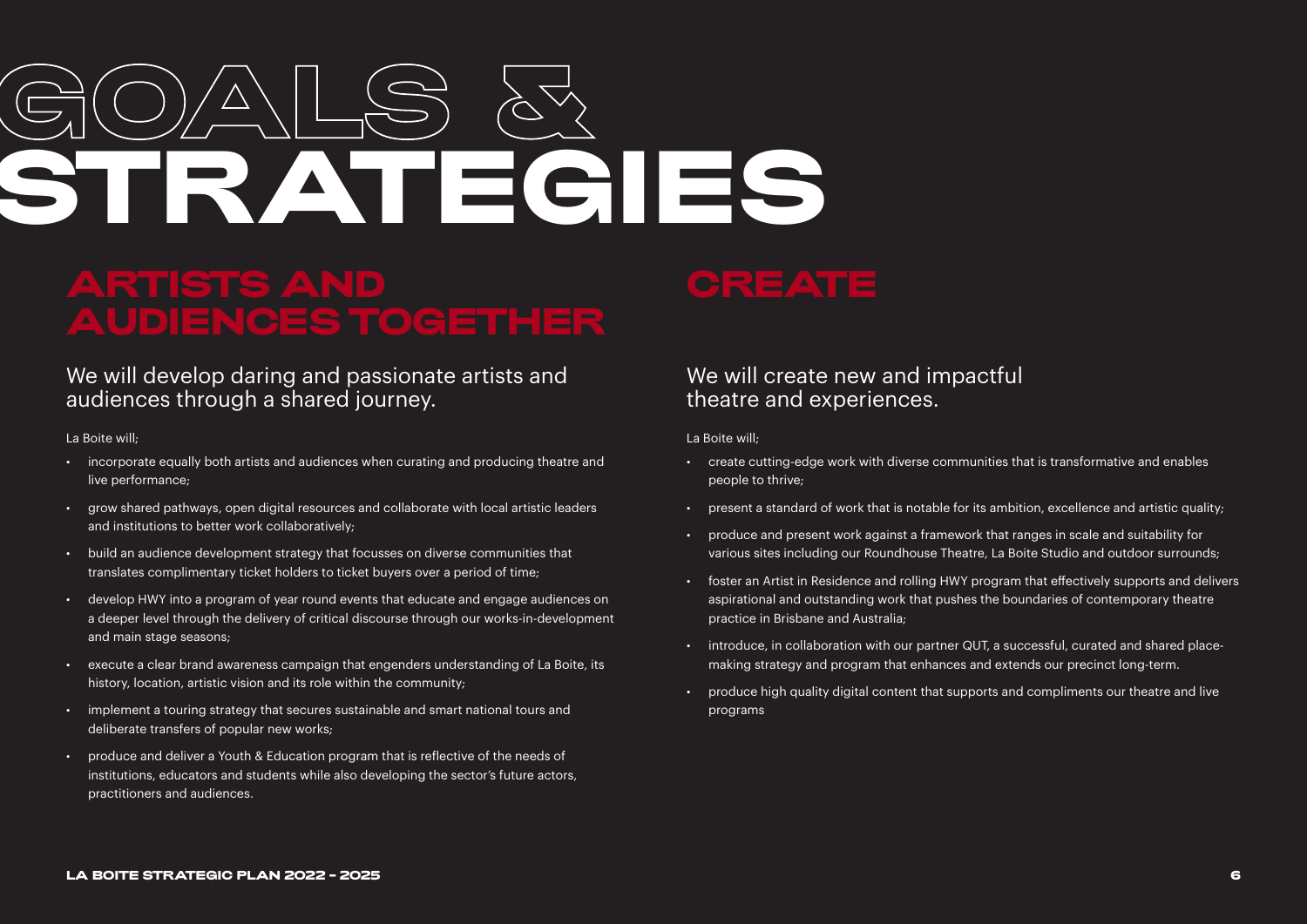# GOALS & STRATEGIES

## ARTISTS AND AUDIENCES TOGETHER

We will develop daring and passionate artists and audiences through a shared journey.

La Boite will;

- incorporate equally both artists and audiences when curating and producing theatre and live performance;
- grow shared pathways, open digital resources and collaborate with local artistic leaders and institutions to better work collaboratively;
- build an audience development strategy that focusses on diverse communities that translates complimentary ticket holders to ticket buyers over a period of time;
- develop HWY into a program of year round events that educate and engage audiences on a deeper level through the delivery of critical discourse through our works-in-development and main stage seasons;
- execute a clear brand awareness campaign that engenders understanding of La Boite, its history, location, artistic vision and its role within the community;
- implement a touring strategy that secures sustainable and smart national tours and deliberate transfers of popular new works;
- produce and deliver a Youth & Education program that is reflective of the needs of institutions, educators and students while also developing the sector's future actors, practitioners and audiences.

## CREATE

We will create new and impactful theatre and experiences.

La Boite will;

- create cutting-edge work with diverse communities that is transformative and enables people to thrive;
- present a standard of work that is notable for its ambition, excellence and artistic quality;
- produce and present work against a framework that ranges in scale and suitability for various sites including our Roundhouse Theatre, La Boite Studio and outdoor surrounds;
- foster an Artist in Residence and rolling HWY program that effectively supports and delivers aspirational and outstanding work that pushes the boundaries of contemporary theatre practice in Brisbane and Australia;
- introduce, in collaboration with our partner QUT, a successful, curated and shared place-making strategy and program that enhances and extends our precinct long-term.
- produce high quality digital content that supports and compliments our theatre and live programs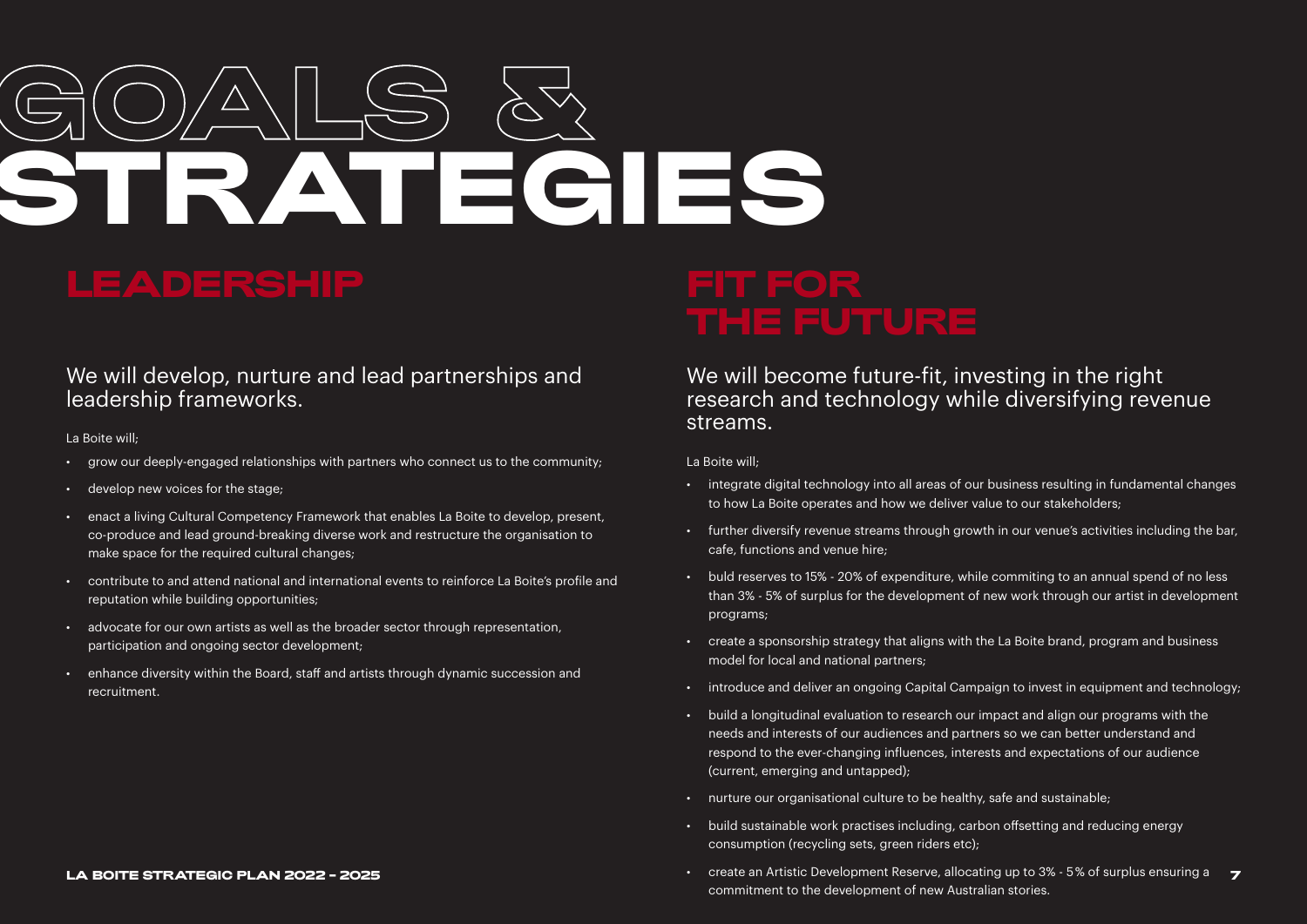# GOALS & STRATEGIES

## LEADERSHIP

### We will develop, nurture and lead partnerships and leadership frameworks.

La Boite will;

- grow our deeply-engaged relationships with partners who connect us to the community;
- develop new voices for the stage;
- enact a living Cultural Competency Framework that enables La Boite to develop, present, co-produce and lead ground-breaking diverse work and restructure the organisation to make space for the required cultural changes;
- contribute to and attend national and international events to reinforce La Boite's profile and reputation while building opportunities;
- advocate for our own artists as well as the broader sector through representation, participation and ongoing sector development;
- enhance diversity within the Board, staff and artists through dynamic succession and recruitment.

## FIT FOR THE FUTURE

### We will become future-fit, investing in the right research and technology while diversifying revenue streams.

La Boite will;

- integrate digital technology into all areas of our business resulting in fundamental changes to how La Boite operates and how we deliver value to our stakeholders;
- further diversify revenue streams through growth in our venue's activities including the bar, cafe, functions and venue hire;
- buld reserves to 15% - 20% of expenditure, while commiting to an annual spend of no less than 3% - 5% of surplus for the development of new work through our artist in development programs;
- create a sponsorship strategy that aligns with the La Boite brand, program and business model for local and national partners;
- introduce and deliver an ongoing Capital Campaign to invest in equipment and technology;
- build a longitudinal evaluation to research our impact and align our programs with the needs and interests of our audiences and partners so we can better understand and respond to the ever-changing influences, interests and expectations of our audience (current, emerging and untapped);
- nurture our organisational culture to be healthy, safe and sustainable;
- build sustainable work practises including, carbon offsetting and reducing energy consumption (recycling sets, green riders etc);
- create an Artistic Development Reserve, allocating up to 3% - 5% of surplus ensuring a commitment to the development of new Australian stories.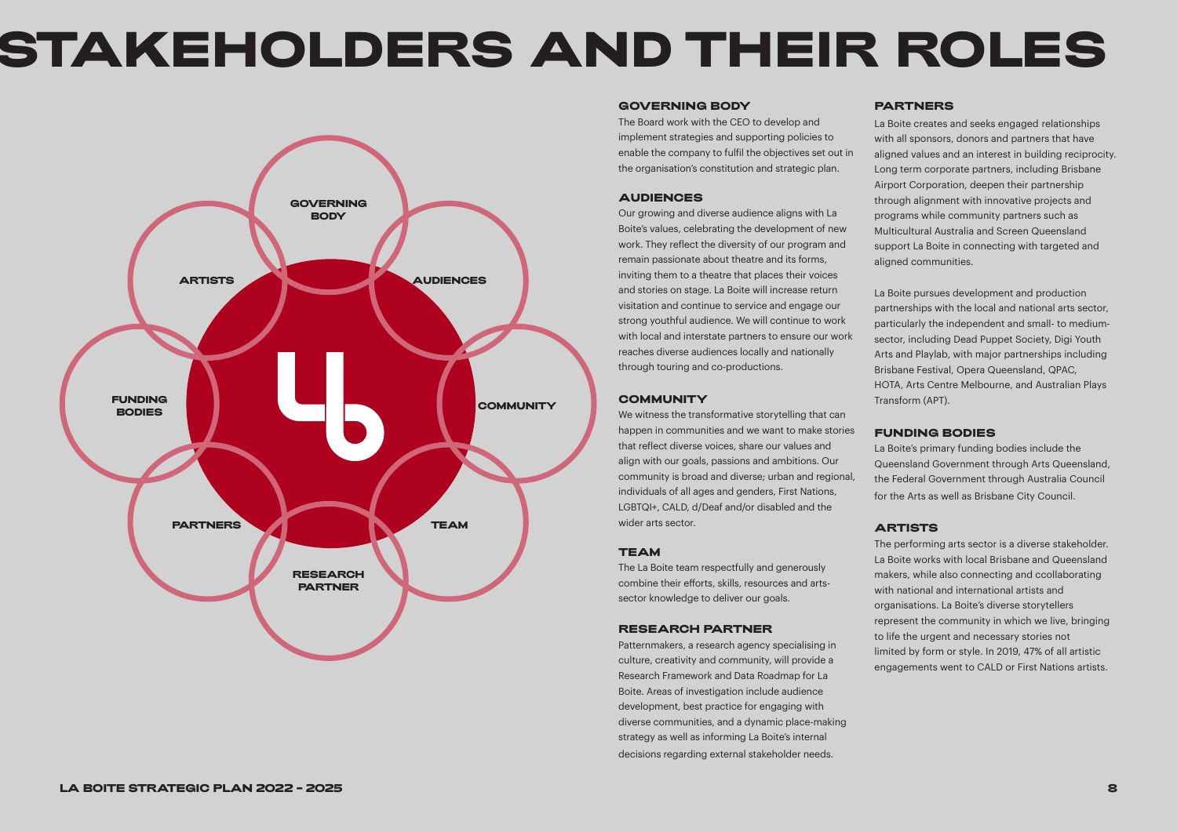# STAKEHOLDERS AND THEIR ROLES

GOVERNING BODY

ARTISTS

AUDIENCES

FUNDING BODIES

COMMUNITY

PARTNERS

TEAM

RESEARCH PARTNER

### GOVERNING BODY

The Board work with the CEO to develop and implement strategies and supporting policies to enable the company to fulfil the objectives set out in the organisation's constitution and strategic plan.

### AUDIENCES

Our growing and diverse audience aligns with La Boite's values, celebrating the development of new work. They reflect the diversity of our program and remain passionate about theatre and its forms, inviting them to a theatre that places their voices and stories on stage. La Boite will increase return visitation and continue to service and engage our strong youthful audience. We will continue to work with local and interstate partners to ensure our work reaches diverse audiences locally and nationally through touring and co-productions.

### COMMUNITY

We witness the transformative storytelling that can happen in communities and we want to make stories that reflect diverse voices, share our values and align with our goals, passions and ambitions. Our community is broad and diverse; urban and regional, individuals of all ages and genders, First Nations, LGBTQI+, CALD, d/Deaf and/or disabled and the wider arts sector.

### TEAM

The La Boite team respectfully and generously combine their efforts, skills, resources and arts-sector knowledge to deliver our goals.

### RESEARCH PARTNER

Patternmakers, a research agency specialising in culture, creativity and community, will provide a Research Framework and Data Roadmap for La Boite. Areas of investigation include audience development, best practice for engaging with diverse communities, and a dynamic place-making strategy as well as informing La Boite's internal decisions regarding external stakeholder needs.

### PARTNERS

La Boite creates and seeks engaged relationships with all sponsors, donors and partners that have aligned values and an interest in building reciprocity. Long term corporate partners, including Brisbane Airport Corporation, deepen their partnership through alignment with innovative projects and programs while community partners such as Multicultural Australia and Screen Queensland support La Boite in connecting with targeted and aligned communities.

La Boite pursues development and production partnerships with the local and national arts sector, particularly the independent and small- to medium-sector, including Dead Puppet Society, Digi Youth Arts and Playlab, with major partnerships including Brisbane Festival, Opera Queensland, QPAC, HOTA, Arts Centre Melbourne, and Australian Plays Transform (APT).

### FUNDING BODIES

La Boite's primary funding bodies include the Queensland Government through Arts Queensland, the Federal Government through Australia Council for the Arts as well as Brisbane City Council.

### ARTISTS

The performing arts sector is a diverse stakeholder. La Boite works with local Brisbane and Queensland makers, while also connecting and ccollaborating with national and international artists and organisations. La Boite's diverse storytellers represent the community in which we live, bringing to life the urgent and necessary stories not limited by form or style. In 2019, 47% of all artistic engagements went to CALD or First Nations artists.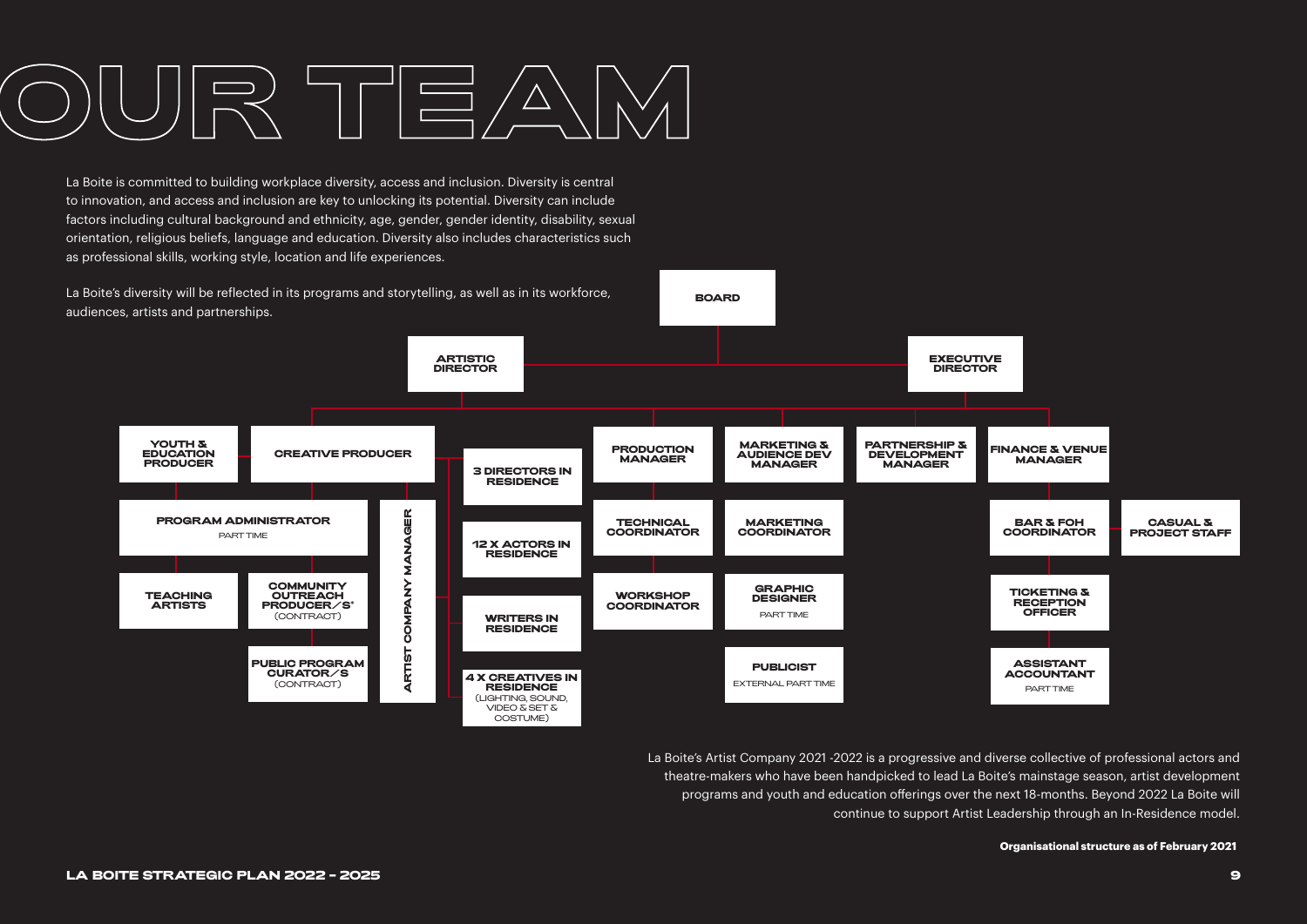# OUR TEAM

La Boite is committed to building workplace diversity, access and inclusion. Diversity is central to innovation, and access and inclusion are key to unlocking its potential. Diversity can include factors including cultural background and ethnicity, age, gender, gender identity, disability, sexual orientation, religious beliefs, language and education. Diversity also includes characteristics such as professional skills, working style, location and life experiences.

La Boite's diversity will be reflected in its programs and storytelling, as well as in its workforce, audiences, artists and partnerships.

- **BOARD**
  - **ARTISTIC DIRECTOR**
  - **EXECUTIVE DIRECTOR**
    - **YOUTH & EDUCATION PRODUCER**
      - **PROGRAM ADMINISTRATOR** PART TIME
        - **TEACHING ARTISTS**
        - **COMMUNITY OUTREACH PRODUCER/S*** (CONTRACT)
        - **PUBLIC PROGRAM CURATOR/S** (CONTRACT)
    - **CREATIVE PRODUCER**
      - **ARTIST COMPANY MANAGER**
        - **3 DIRECTORS IN RESIDENCE**
        - **12 X ACTORS IN RESIDENCE**
        - **WRITERS IN RESIDENCE**
        - **4 X CREATIVES IN RESIDENCE** (LIGHTING, SOUND, VIDEO & SET & COSTUME)
    - **PRODUCTION MANAGER**
      - **TECHNICAL COORDINATOR**
      - **WORKSHOP COORDINATOR**
    - **MARKETING & AUDIENCE DEV MANAGER**
      - **MARKETING COORDINATOR**
      - **GRAPHIC DESIGNER** PART TIME
      - **PUBLICIST** EXTERNAL PART TIME
    - **PARTNERSHIP & DEVELOPMENT MANAGER**
    - **FINANCE & VENUE MANAGER**
      - **BAR & FOH COORDINATOR**
        - **CASUAL & PROJECT STAFF**
      - **TICKETING & RECEPTION OFFICER**
      - **ASSISTANT ACCOUNTANT** PART TIME

La Boite's Artist Company 2021 -2022 is a progressive and diverse collective of professional actors and theatre-makers who have been handpicked to lead La Boite's mainstage season, artist development programs and youth and education offerings over the next 18-months. Beyond 2022 La Boite will continue to support Artist Leadership through an In-Residence model.

**Organisational structure as of February 2021**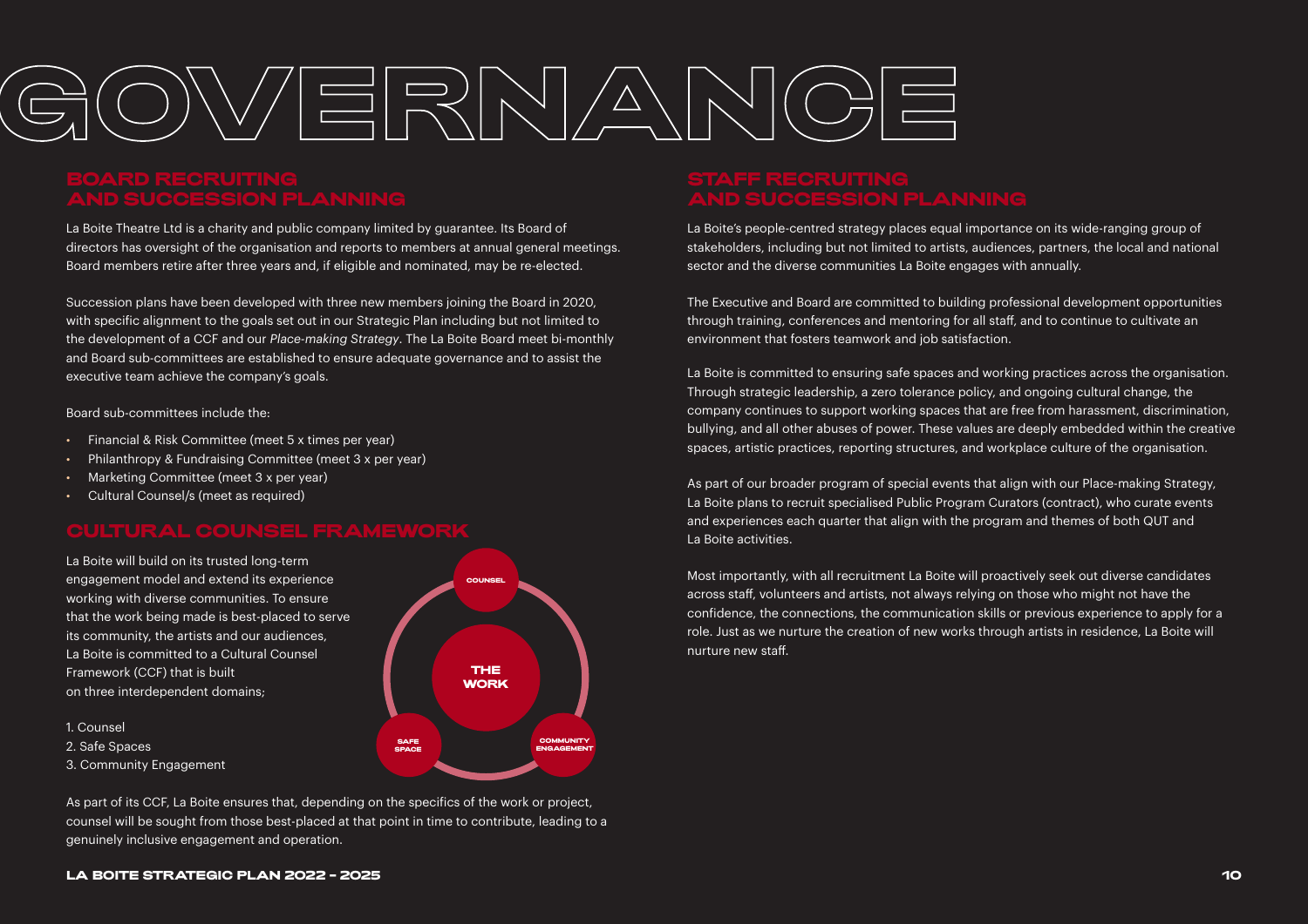# GOVERNANCE

## BOARD RECRUITING AND SUCCESSION PLANNING

La Boite Theatre Ltd is a charity and public company limited by guarantee. Its Board of directors has oversight of the organisation and reports to members at annual general meetings. Board members retire after three years and, if eligible and nominated, may be re-elected.

Succession plans have been developed with three new members joining the Board in 2020, with specific alignment to the goals set out in our Strategic Plan including but not limited to the development of a CCF and our *Place-making Strategy*. The La Boite Board meet bi-monthly and Board sub-committees are established to ensure adequate governance and to assist the executive team achieve the company's goals.

Board sub-committees include the:

- Financial & Risk Committee (meet 5 x times per year)
- Philanthropy & Fundraising Committee (meet 3 x per year)
- Marketing Committee (meet 3 x per year)
- Cultural Counsel/s (meet as required)

## CULTURAL COUNSEL FRAMEWORK

La Boite will build on its trusted long-term engagement model and extend its experience working with diverse communities. To ensure that the work being made is best-placed to serve its community, the artists and our audiences, La Boite is committed to a Cultural Counsel Framework (CCF) that is built on three interdependent domains;

1. Counsel
2. Safe Spaces
3. Community Engagement

COUNSEL

THE WORK

SAFE SPACE

COMMUNITY ENGAGEMENT

As part of its CCF, La Boite ensures that, depending on the specifics of the work or project, counsel will be sought from those best-placed at that point in time to contribute, leading to a genuinely inclusive engagement and operation.

## STAFF RECRUITING AND SUCCESSION PLANNING

La Boite's people-centred strategy places equal importance on its wide-ranging group of stakeholders, including but not limited to artists, audiences, partners, the local and national sector and the diverse communities La Boite engages with annually.

The Executive and Board are committed to building professional development opportunities through training, conferences and mentoring for all staff, and to continue to cultivate an environment that fosters teamwork and job satisfaction.

La Boite is committed to ensuring safe spaces and working practices across the organisation. Through strategic leadership, a zero tolerance policy, and ongoing cultural change, the company continues to support working spaces that are free from harassment, discrimination, bullying, and all other abuses of power. These values are deeply embedded within the creative spaces, artistic practices, reporting structures, and workplace culture of the organisation.

As part of our broader program of special events that align with our Place-making Strategy, La Boite plans to recruit specialised Public Program Curators (contract), who curate events and experiences each quarter that align with the program and themes of both QUT and La Boite activities.

Most importantly, with all recruitment La Boite will proactively seek out diverse candidates across staff, volunteers and artists, not always relying on those who might not have the confidence, the connections, the communication skills or previous experience to apply for a role. Just as we nurture the creation of new works through artists in residence, La Boite will nurture new staff.